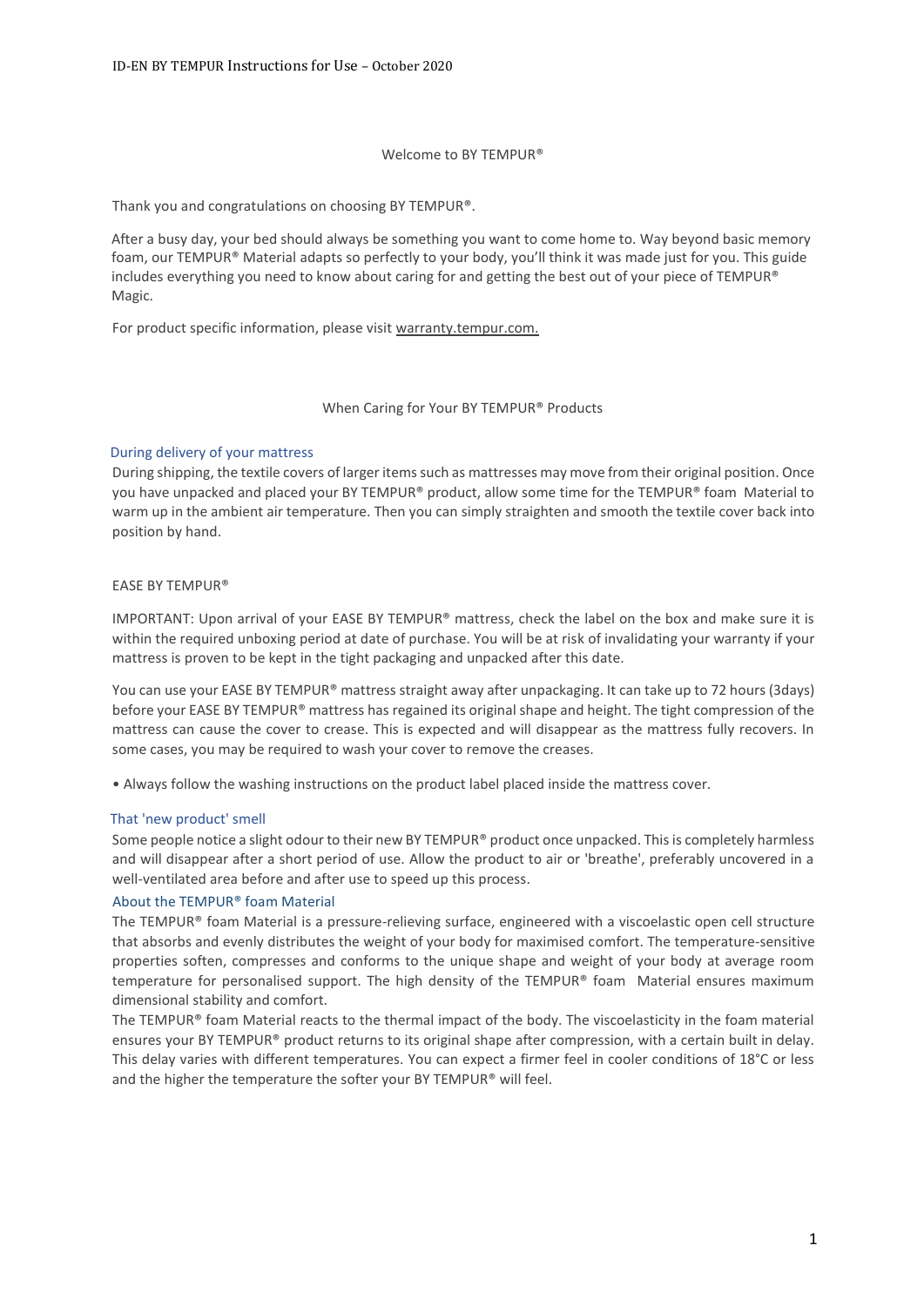# Welcome to BY TEMPUR®

Thank you and congratulations on choosing BY TEMPUR®.

After a busy day, your bed should always be something you want to come home to. Way beyond basic memory foam, our TEMPUR® Material adapts so perfectly to your body, you'll think it was made just for you. This guide includes everything you need to know about caring for and getting the best out of your piece of TEMPUR® Magic.

For product specific information, please visit warranty.tempur.com.

## When Caring for Your BY TEMPUR® Products

### During delivery of your mattress

During shipping, the textile covers of larger items such as mattresses may move from their original position. Once you have unpacked and placed your BY TEMPUR® product, allow some time for the TEMPUR® foam Material to warm up in the ambient air temperature. Then you can simply straighten and smooth the textile cover back into position by hand.

### EASE BY TEMPUR®

IMPORTANT: Upon arrival of your EASE BY TEMPUR® mattress, check the label on the box and make sure it is within the required unboxing period at date of purchase. You will be at risk of invalidating your warranty if your mattress is proven to be kept in the tight packaging and unpacked after this date.

You can use your EASE BY TEMPUR® mattress straight away after unpackaging. It can take up to 72 hours (3days) before your EASE BY TEMPUR® mattress has regained its original shape and height. The tight compression of the mattress can cause the cover to crease. This is expected and will disappear as the mattress fully recovers. In some cases, you may be required to wash your cover to remove the creases.

- Always follow the washing instructions on the product label placed inside the mattress cover.

### That 'new product' smell

Some people notice a slight odour to their new BY TEMPUR® product once unpacked. This is completely harmless and will disappear after a short period of use. Allow the product to air or 'breathe', preferably uncovered in a well-ventilated area before and after use to speed up this process.

### About the TEMPUR® foam Material

The TEMPUR® foam Material is a pressure-relieving surface, engineered with a viscoelastic open cell structure that absorbs and evenly distributes the weight of your body for maximised comfort. The temperature-sensitive properties soften, compresses and conforms to the unique shape and weight of your body at average room temperature for personalised support. The high density of the TEMPUR® foam Material ensures maximum dimensional stability and comfort.

The TEMPUR® foam Material reacts to the thermal impact of the body. The viscoelasticity in the foam material ensures your BY TEMPUR® product returns to its original shape after compression, with a certain built in delay. This delay varies with different temperatures. You can expect a firmer feel in cooler conditions of 18°C or less and the higher the temperature the softer your BY TEMPUR® will feel.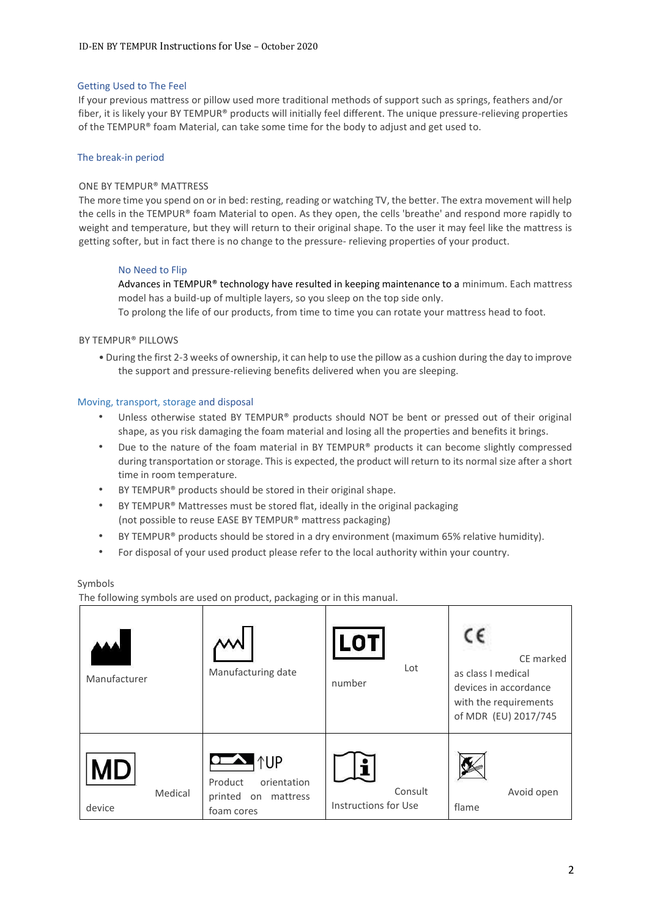## Getting Used to The Feel

If your previous mattress or pillow used more traditional methods of support such as springs, feathers and/or fiber, it is likely your BY TEMPUR® products will initially feel different. The unique pressure-relieving properties of the TEMPUR® foam Material, can take some time for the body to adjust and get used to.

## The break-in period

ONE BY TEMPUR® MATTRESS

The more time you spend on or in bed: resting, reading or watching TV, the better. The extra movement will help the cells in the TEMPUR® foam Material to open. As they open, the cells 'breathe' and respond more rapidly to weight and temperature, but they will return to their original shape. To the user it may feel like the mattress is getting softer, but in fact there is no change to the pressure- relieving properties of your product.

### No Need to Flip

Advances in TEMPUR® technology have resulted in keeping maintenance to a minimum. Each mattress model has a build-up of multiple layers, so you sleep on the top side only.
To prolong the life of our products, from time to time you can rotate your mattress head to foot.

BY TEMPUR® PILLOWS

- During the first 2-3 weeks of ownership, it can help to use the pillow as a cushion during the day to improve the support and pressure-relieving benefits delivered when you are sleeping.

## Moving, transport, storage and disposal

- Unless otherwise stated BY TEMPUR® products should NOT be bent or pressed out of their original shape, as you risk damaging the foam material and losing all the properties and benefits it brings.
- Due to the nature of the foam material in BY TEMPUR® products it can become slightly compressed during transportation or storage. This is expected, the product will return to its normal size after a short time in room temperature.
- BY TEMPUR® products should be stored in their original shape.
- BY TEMPUR® Mattresses must be stored flat, ideally in the original packaging (not possible to reuse EASE BY TEMPUR® mattress packaging)
- BY TEMPUR® products should be stored in a dry environment (maximum 65% relative humidity).
- For disposal of your used product please refer to the local authority within your country.

Symbols

The following symbols are used on product, packaging or in this manual.

| | | | |
|---|---|---|---|
| Manufacturer | Manufacturing date | LOT Lot number | CE marked as class I medical devices in accordance with the requirements of MDR (EU) 2017/745 |
| MD Medical device | ↑UP Product orientation printed on mattress foam cores | Consult Instructions for Use | Avoid open flame |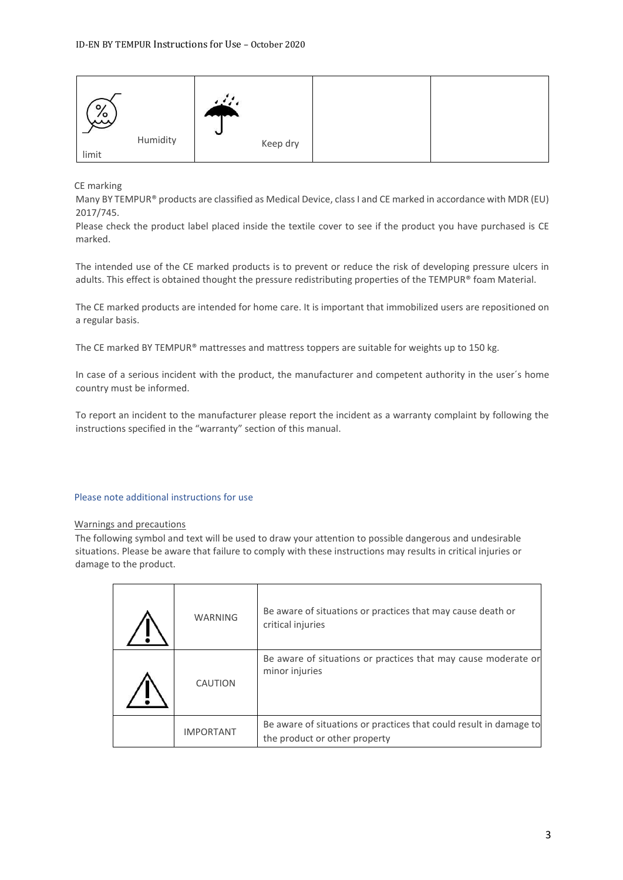| Humidity limit | Keep dry | | |
|---|---|---|---|

CE marking

Many BY TEMPUR® products are classified as Medical Device, class I and CE marked in accordance with MDR (EU) 2017/745.

Please check the product label placed inside the textile cover to see if the product you have purchased is CE marked.

The intended use of the CE marked products is to prevent or reduce the risk of developing pressure ulcers in adults. This effect is obtained thought the pressure redistributing properties of the TEMPUR® foam Material.

The CE marked products are intended for home care. It is important that immobilized users are repositioned on a regular basis.

The CE marked BY TEMPUR® mattresses and mattress toppers are suitable for weights up to 150 kg.

In case of a serious incident with the product, the manufacturer and competent authority in the user´s home country must be informed.

To report an incident to the manufacturer please report the incident as a warranty complaint by following the instructions specified in the "warranty" section of this manual.

## Please note additional instructions for use

Warnings and precautions

The following symbol and text will be used to draw your attention to possible dangerous and undesirable situations. Please be aware that failure to comply with these instructions may results in critical injuries or damage to the product.

| | | |
|---|---|---|
| ⚠ | WARNING | Be aware of situations or practices that may cause death or critical injuries |
| ⚠ | CAUTION | Be aware of situations or practices that may cause moderate or minor injuries |
| | IMPORTANT | Be aware of situations or practices that could result in damage to the product or other property |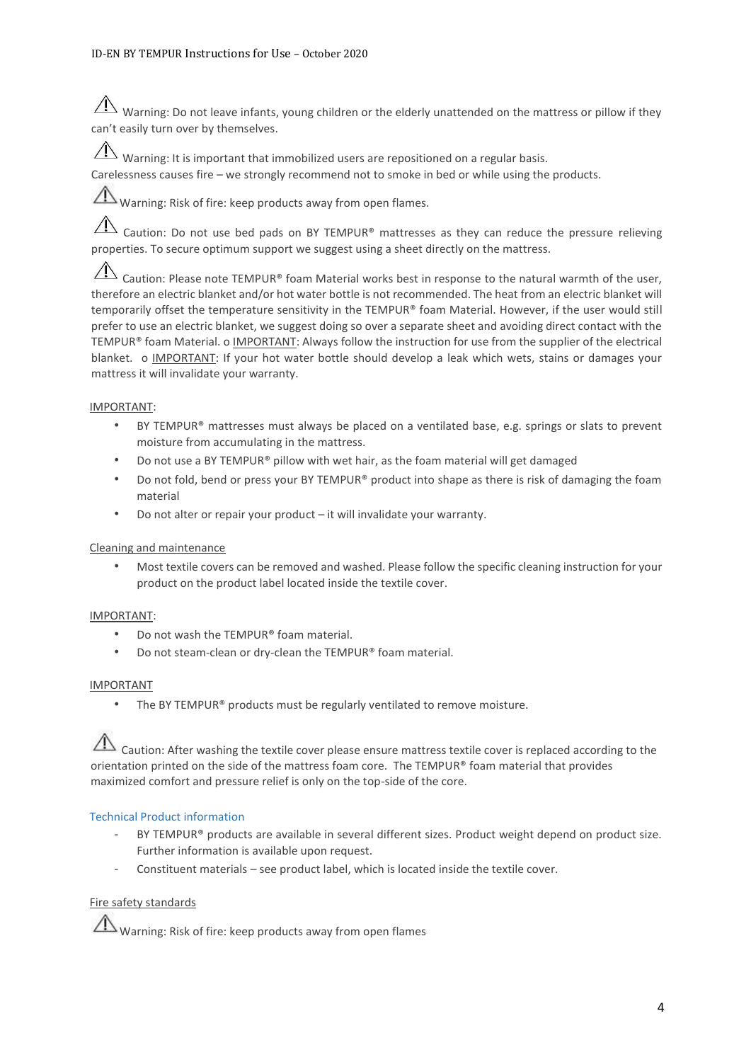⚠ Warning: Do not leave infants, young children or the elderly unattended on the mattress or pillow if they can't easily turn over by themselves.

⚠ Warning: It is important that immobilized users are repositioned on a regular basis.
Carelessness causes fire – we strongly recommend not to smoke in bed or while using the products.

⚠ Warning: Risk of fire: keep products away from open flames.

⚠ Caution: Do not use bed pads on BY TEMPUR® mattresses as they can reduce the pressure relieving properties. To secure optimum support we suggest using a sheet directly on the mattress.

⚠ Caution: Please note TEMPUR® foam Material works best in response to the natural warmth of the user, therefore an electric blanket and/or hot water bottle is not recommended. The heat from an electric blanket will temporarily offset the temperature sensitivity in the TEMPUR® foam Material. However, if the user would still prefer to use an electric blanket, we suggest doing so over a separate sheet and avoiding direct contact with the TEMPUR® foam Material. o IMPORTANT: Always follow the instruction for use from the supplier of the electrical blanket. o IMPORTANT: If your hot water bottle should develop a leak which wets, stains or damages your mattress it will invalidate your warranty.

IMPORTANT:

- BY TEMPUR® mattresses must always be placed on a ventilated base, e.g. springs or slats to prevent moisture from accumulating in the mattress.
- Do not use a BY TEMPUR® pillow with wet hair, as the foam material will get damaged
- Do not fold, bend or press your BY TEMPUR® product into shape as there is risk of damaging the foam material
- Do not alter or repair your product – it will invalidate your warranty.

Cleaning and maintenance

- Most textile covers can be removed and washed. Please follow the specific cleaning instruction for your product on the product label located inside the textile cover.

IMPORTANT:

- Do not wash the TEMPUR® foam material.
- Do not steam-clean or dry-clean the TEMPUR® foam material.

IMPORTANT

- The BY TEMPUR® products must be regularly ventilated to remove moisture.

⚠ Caution: After washing the textile cover please ensure mattress textile cover is replaced according to the orientation printed on the side of the mattress foam core. The TEMPUR® foam material that provides maximized comfort and pressure relief is only on the top-side of the core.

## Technical Product information

- BY TEMPUR® products are available in several different sizes. Product weight depend on product size. Further information is available upon request.
- Constituent materials – see product label, which is located inside the textile cover.

Fire safety standards

⚠ Warning: Risk of fire: keep products away from open flames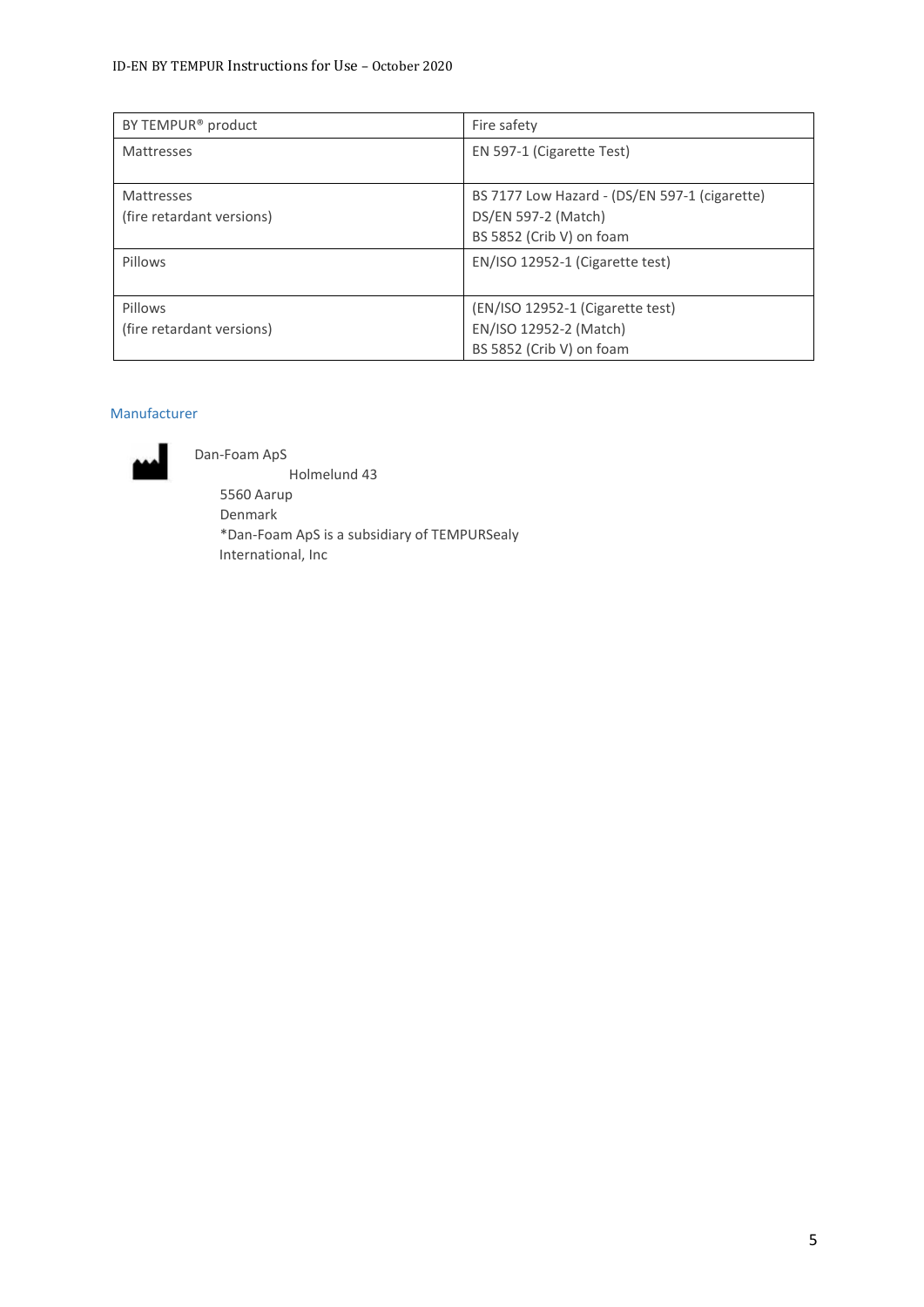| BY TEMPUR® product | Fire safety |
|---|---|
| Mattresses | EN 597-1 (Cigarette Test) |
| Mattresses<br>(fire retardant versions) | BS 7177 Low Hazard - (DS/EN 597-1 (cigarette)<br>DS/EN 597-2 (Match)<br>BS 5852 (Crib V) on foam |
| Pillows | EN/ISO 12952-1 (Cigarette test) |
| Pillows<br>(fire retardant versions) | (EN/ISO 12952-1 (Cigarette test)<br>EN/ISO 12952-2 (Match)<br>BS 5852 (Crib V) on foam |

## Manufacturer

Dan-Foam ApS
Holmelund 43
5560 Aarup
Denmark
*Dan-Foam ApS is a subsidiary of TEMPURSealy International, Inc